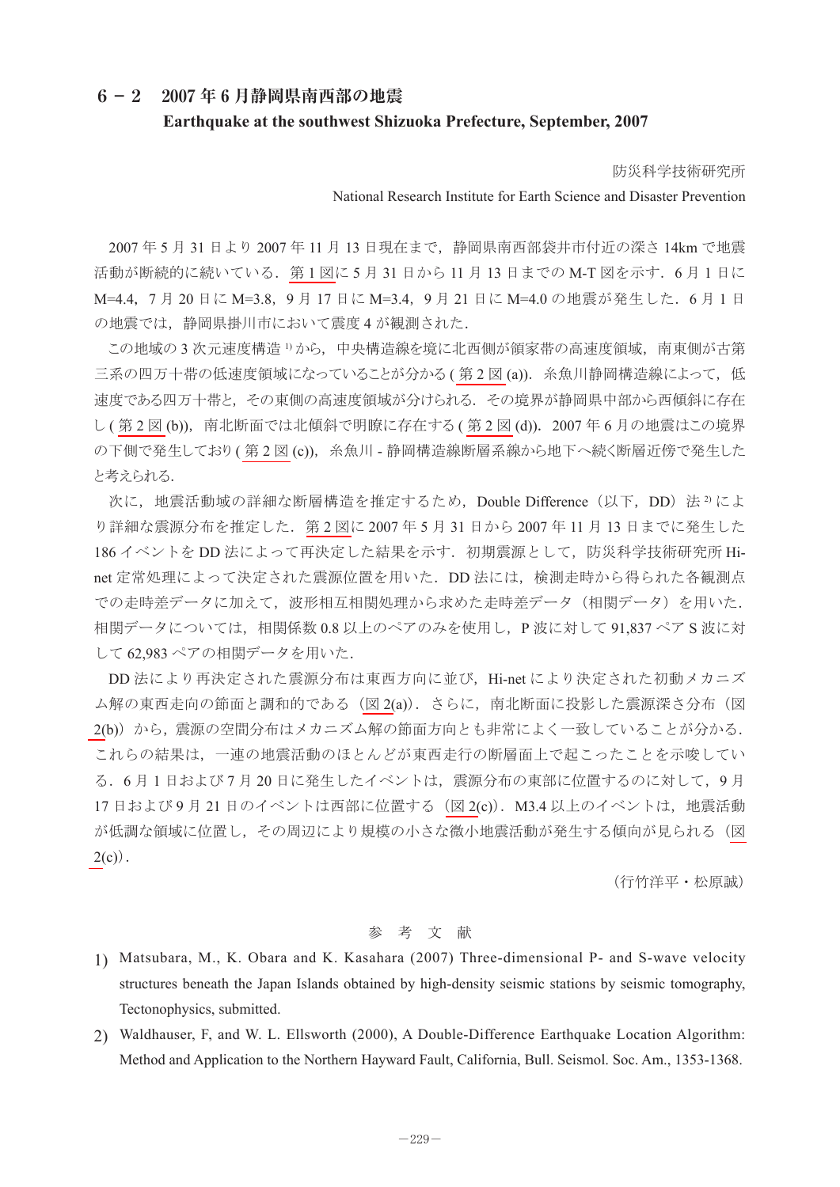## 6－2　2007 年 6 月静岡県南西部の地震

### Earthquake at the southwest Shizuoka Prefecture, September, 2007

防災科学技術研究所

National Research Institute for Earth Science and Disaster Prevention

2007 年 5 月 31 日より 2007 年 11 月 13 日現在まで，静岡県南西部袋井市付近の深さ 14km で地震活動が断続的に続いている．第 1 図に 5 月 31 日から 11 月 13 日までの M-T 図を示す．6 月 1 日に M=4.4，7 月 20 日に M=3.8，9 月 17 日に M=3.4，9 月 21 日に M=4.0 の地震が発生した．6 月 1 日の地震では，静岡県掛川市において震度 4 が観測された．

この地域の 3 次元速度構造 [1] から，中央構造線を境に北西側が領家帯の高速度領域，南東側が古第三系の四万十帯の低速度領域になっていることが分かる ( 第 2 図 (a))．糸魚川静岡構造線によって，低速度である四万十帯と，その東側の高速度領域が分けられる．その境界が静岡県中部から西傾斜に存在し ( 第 2 図 (b))，南北断面では北傾斜で明瞭に存在する ( 第 2 図 (d))．2007 年 6 月の地震はこの境界の下側で発生しており ( 第 2 図 (c))，糸魚川 - 静岡構造線断層系線から地下へ続く断層近傍で発生したと考えられる．

次に，地震活動域の詳細な断層構造を推定するため，Double Difference（以下，DD）法 [2] により詳細な震源分布を推定した．第 2 図に 2007 年 5 月 31 日から 2007 年 11 月 13 日までに発生した 186 イベントを DD 法によって再決定した結果を示す．初期震源として，防災科学技術研究所 Hi-net 定常処理によって決定された震源位置を用いた．DD 法には，検測走時から得られた各観測点での走時差データに加えて，波形相互相関処理から求めた走時差データ（相関データ）を用いた．相関データについては，相関係数 0.8 以上のペアのみを使用し，P 波に対して 91,837 ペア S 波に対して 62,983 ペアの相関データを用いた．

DD 法により再決定された震源分布は東西方向に並び，Hi-net により決定された初動メカニズム解の東西走向の節面と調和的である（図 2(a)）．さらに，南北断面に投影した震源深さ分布（図 2(b)）から，震源の空間分布はメカニズム解の節面方向とも非常によく一致していることが分かる．これらの結果は，一連の地震活動のほとんどが東西走行の断層面上で起こったことを示唆している．6 月 1 日および 7 月 20 日に発生したイベントは，震源分布の東部に位置するのに対して，9 月 17 日および 9 月 21 日のイベントは西部に位置する（図 2(c)）．M3.4 以上のイベントは，地震活動が低調な領域に位置し，その周辺により規模の小さな微小地震活動が発生する傾向が見られる（図 2(c)）.

（行竹洋平・松原誠）

### 参　考　文　献

1) Matsubara, M., K. Obara and K. Kasahara (2007) Three-dimensional P- and S-wave velocity structures beneath the Japan Islands obtained by high-density seismic stations by seismic tomography, Tectonophysics, submitted.

2) Waldhauser, F, and W. L. Ellsworth (2000), A Double-Difference Earthquake Location Algorithm: Method and Application to the Northern Hayward Fault, California, Bull. Seismol. Soc. Am., 1353-1368.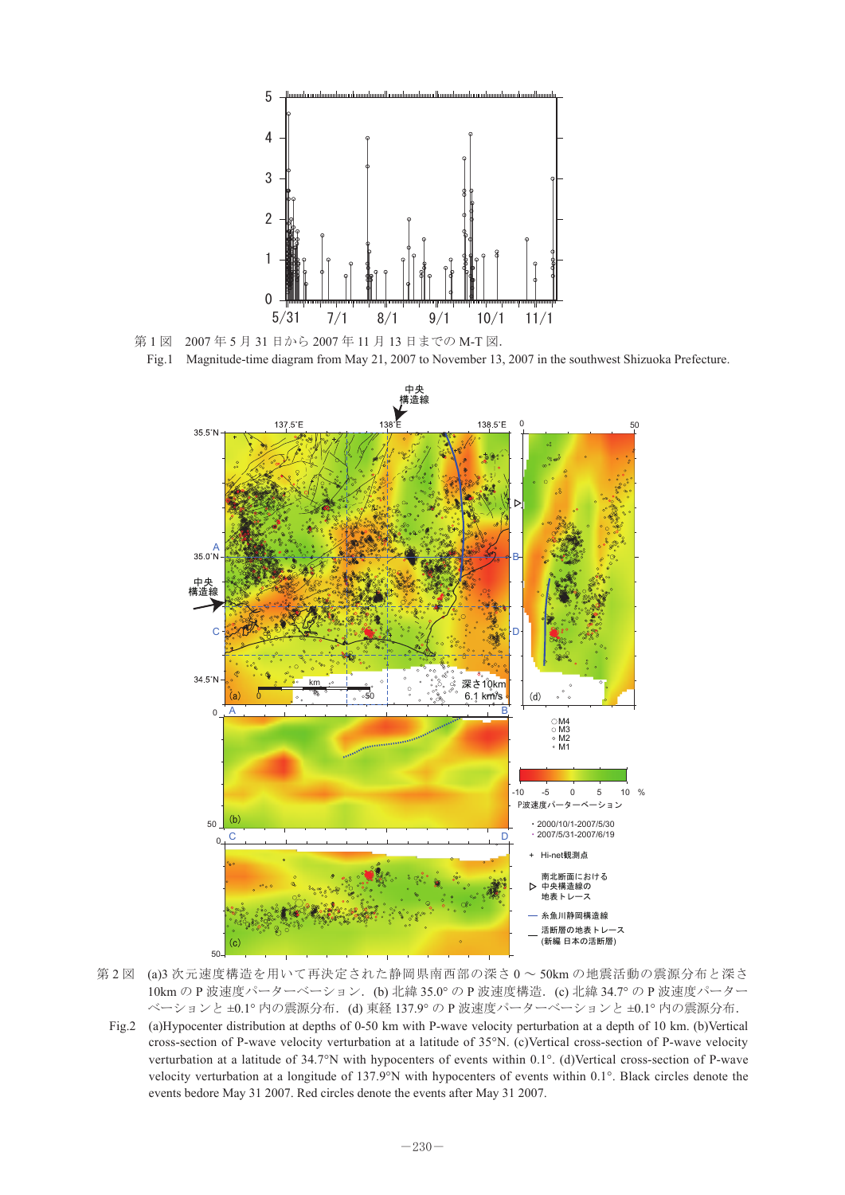第 1 図　2007 年 5 月 31 日から 2007 年 11 月 13 日までの M-T 図.

Fig.1　Magnitude-time diagram from May 21, 2007 to November 13, 2007 in the southwest Shizuoka Prefecture.

第 2 図　(a)3 次元速度構造を用いて再決定された静岡県南西部の深さ 0 ～ 50km の地震活動の震源分布と深さ 10km の P 波速度パーターベーション．(b) 北緯 35.0° の P 波速度構造．(c) 北緯 34.7° の P 波速度パーターベーションと ±0.1° 内の震源分布．(d) 東経 137.9° の P 波速度パーターベーションと ±0.1° 内の震源分布．

Fig.2　(a)Hypocenter distribution at depths of 0-50 km with P-wave velocity perturbation at a depth of 10 km. (b)Vertical cross-section of P-wave velocity verturbation at a latitude of 35°N. (c)Vertical cross-section of P-wave velocity verturbation at a latitude of 34.7°N with hypocenters of events within 0.1°. (d)Vertical cross-section of P-wave velocity verturbation at a longitude of 137.9°N with hypocenters of events within 0.1°. Black circles denote the events bedore May 31 2007. Red circles denote the events after May 31 2007.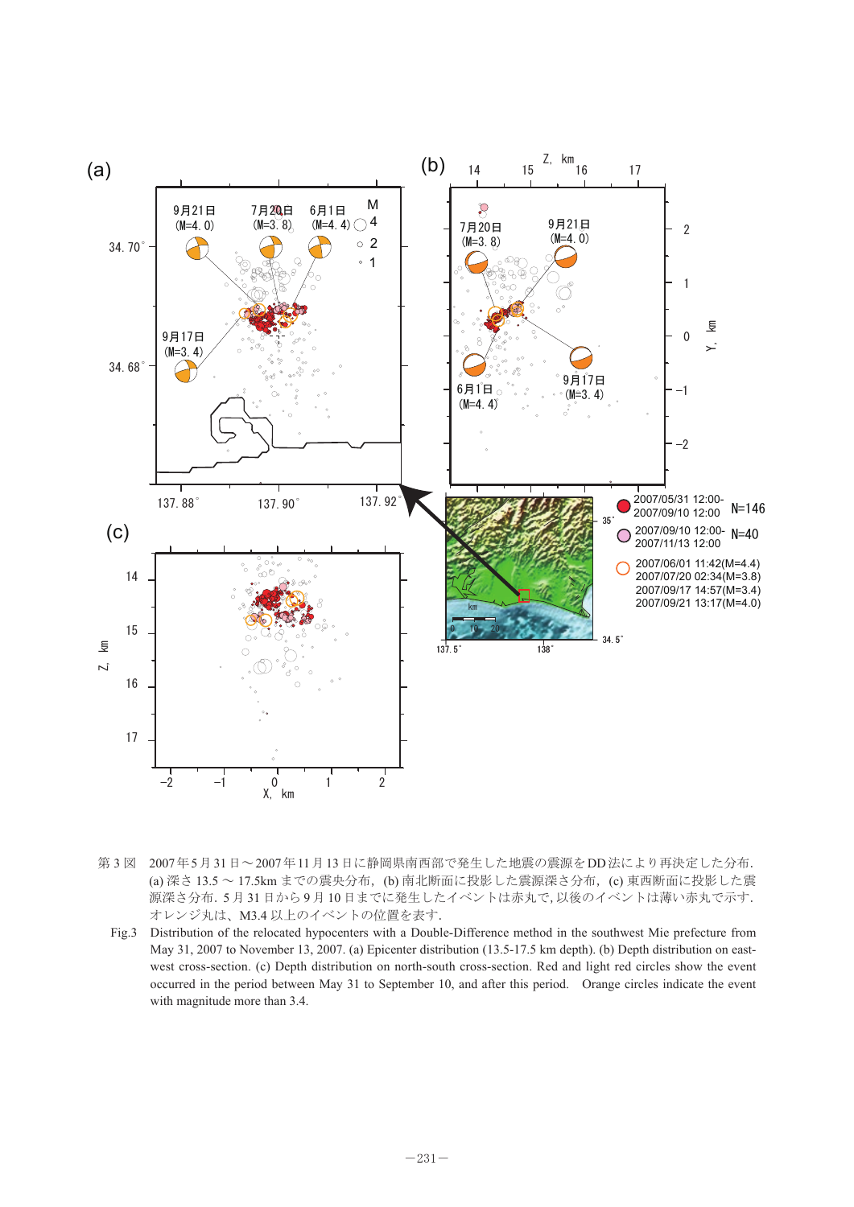(a)

9月21日 (M=4.0)
7月20日 (M=3.8)
6月1日 (M=4.4)
M
4
2
1

34.70°
34.68°
9月17日 (M=3.4)
137.88°
137.90°
137.92°

(b)

Z, km
14
15
16
17
7月20日 (M=3.8)
9月21日 (M=4.0)
6月1日 (M=4.4)
9月17日 (M=3.4)
2
1
0
−1
−2
Y, km

(c)

14
15
16
17
Z, km
−2
−1
0
1
2
X, km

35°
34.5°
137.5°
138°
km
0 10 20

2007/05/31 12:00- 2007/09/10 12:00 N=146
2007/09/10 12:00- 2007/11/13 12:00 N=40
2007/06/01 11:42(M=4.4)
2007/07/20 02:34(M=3.8)
2007/09/17 14:57(M=3.4)
2007/09/21 13:17(M=4.0)

第 3 図　2007年5月31日～2007年11月13日に静岡県南西部で発生した地震の震源をDD法により再決定した分布．(a) 深さ 13.5 ～ 17.5km までの震央分布，(b) 南北断面に投影した震源深さ分布，(c) 東西断面に投影した震源深さ分布．5月31日から9月10日までに発生したイベントは赤丸で，以後のイベントは薄い赤丸で示す．オレンジ丸は、M3.4 以上のイベントの位置を表す．

Fig.3　Distribution of the relocated hypocenters with a Double-Difference method in the southwest Mie prefecture from May 31, 2007 to November 13, 2007. (a) Epicenter distribution (13.5-17.5 km depth). (b) Depth distribution on east-west cross-section. (c) Depth distribution on north-south cross-section. Red and light red circles show the event occurred in the period between May 31 to September 10, and after this period.　Orange circles indicate the event with magnitude more than 3.4.